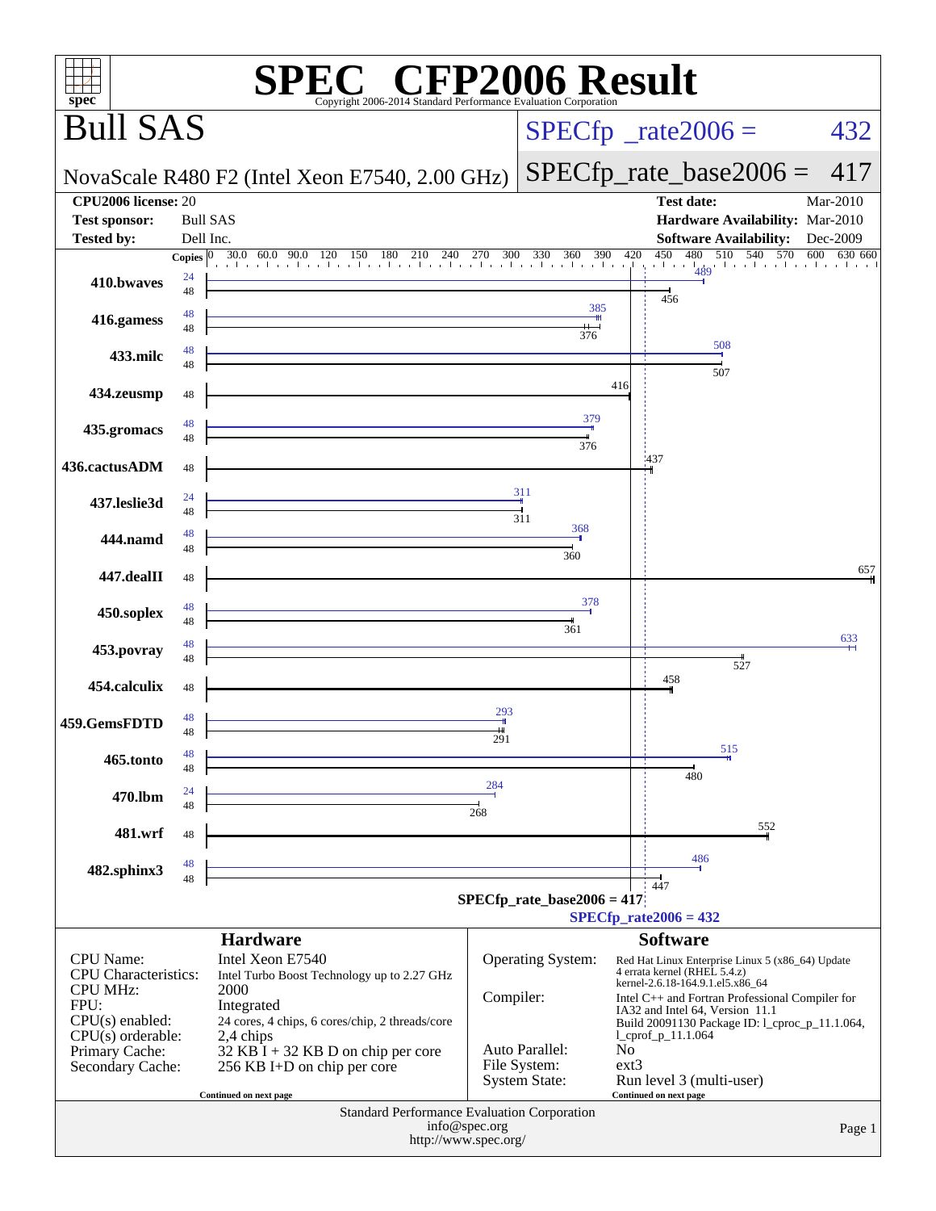# SPEC CFP2006 Result

Copyright 2006-2014 Standard Performance Evaluation Corporation

## Bull SAS

NovaScale R480 F2 (Intel Xeon E7540, 2.00 GHz)

SPECfp_rate2006 = 432

SPECfp_rate_base2006 = 417

| | | | |
|---|---|---|---|
| **CPU2006 license:** | 20 | **Test date:** | Mar-2010 |
| **Test sponsor:** | Bull SAS | **Hardware Availability:** | Mar-2010 |
| **Tested by:** | Dell Inc. | **Software Availability:** | Dec-2009 |

| Benchmark | Copies (peak) | Peak | Copies (base) | Base |
|---|---|---|---|---|
| 410.bwaves | 24 | 489 | 48 | 456 |
| 416.gamess | 48 | 385 | 48 | 376 |
| 433.milc | 48 | 508 | 48 | 507 |
| 434.zeusmp | | | 48 | 416 |
| 435.gromacs | 48 | 379 | 48 | 376 |
| 436.cactusADM | | | 48 | 437 |
| 437.leslie3d | 24 | 311 | 48 | 311 |
| 444.namd | 48 | 368 | 48 | 360 |
| 447.dealII | | | 48 | 657 |
| 450.soplex | 48 | 378 | 48 | 361 |
| 453.povray | 48 | 633 | 48 | 527 |
| 454.calculix | | | 48 | 458 |
| 459.GemsFDTD | 48 | 293 | 48 | 291 |
| 465.tonto | 48 | 515 | 48 | 480 |
| 470.lbm | 24 | 284 | 48 | 268 |
| 481.wrf | | | 48 | 552 |
| 482.sphinx3 | 48 | 486 | 48 | 447 |

SPECfp_rate_base2006 = 417

SPECfp_rate2006 = 432

### Hardware

| | |
|---|---|
| CPU Name: | Intel Xeon E7540 |
| CPU Characteristics: | Intel Turbo Boost Technology up to 2.27 GHz |
| CPU MHz: | 2000 |
| FPU: | Integrated |
| CPU(s) enabled: | 24 cores, 4 chips, 6 cores/chip, 2 threads/core |
| CPU(s) orderable: | 2,4 chips |
| Primary Cache: | 32 KB I + 32 KB D on chip per core |
| Secondary Cache: | 256 KB I+D on chip per core |

Continued on next page

### Software

| | |
|---|---|
| Operating System: | Red Hat Linux Enterprise Linux 5 (x86_64) Update 4 errata kernel (RHEL 5.4.z) kernel-2.6.18-164.9.1.el5.x86_64 |
| Compiler: | Intel C++ and Fortran Professional Compiler for IA32 and Intel 64, Version 11.1 Build 20091130 Package ID: l_cproc_p_11.1.064, l_cprof_p_11.1.064 |
| Auto Parallel: | No |
| File System: | ext3 |
| System State: | Run level 3 (multi-user) |

Continued on next page

Standard Performance Evaluation Corporation
info@spec.org
http://www.spec.org/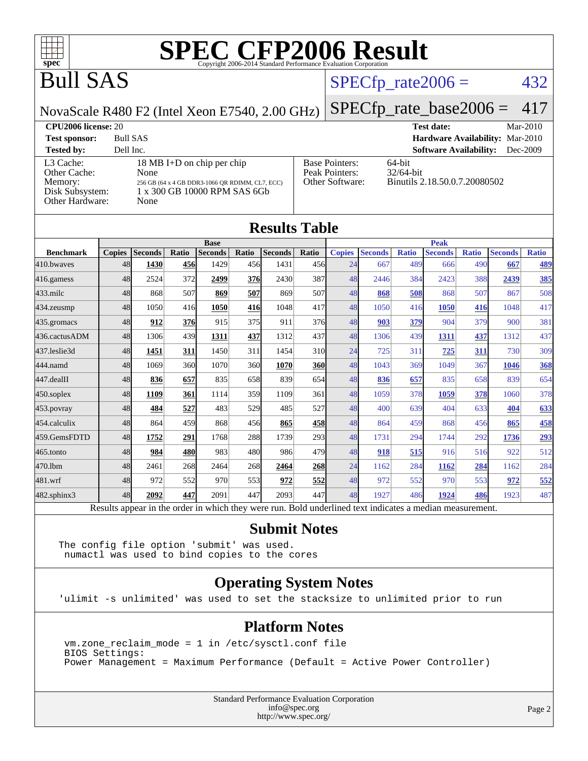# SPEC CFP2006 Result

Copyright 2006-2014 Standard Performance Evaluation Corporation

## Bull SAS

NovaScale R480 F2 (Intel Xeon E7540, 2.00 GHz)

SPECfp_rate2006 = 432

SPECfp_rate_base2006 = 417

**CPU2006 license:** 20
**Test sponsor:** Bull SAS
**Tested by:** Dell Inc.

**Test date:** Mar-2010
**Hardware Availability:** Mar-2010
**Software Availability:** Dec-2009

| | |
|---|---|
| L3 Cache: | 18 MB I+D on chip per chip |
| Other Cache: | None |
| Memory: | 256 GB (64 x 4 GB DDR3-1066 QR RDIMM, CL7, ECC) |
| Disk Subsystem: | 1 x 300 GB 10000 RPM SAS 6Gb |
| Other Hardware: | None |

| | |
|---|---|
| Base Pointers: | 64-bit |
| Peak Pointers: | 32/64-bit |
| Other Software: | Binutils 2.18.50.0.7.20080502 |

## Results Table

| | Base | | | | | | | Peak | | | | | | |
|---|---|---|---|---|---|---|---|---|---|---|---|---|---|---|
| **Benchmark** | **Copies** | **Seconds** | **Ratio** | **Seconds** | **Ratio** | **Seconds** | **Ratio** | **Copies** | **Seconds** | **Ratio** | **Seconds** | **Ratio** | **Seconds** | **Ratio** |
| 410.bwaves | 48 | **1430** | **456** | 1429 | 456 | 1431 | 456 | 24 | 667 | 489 | 666 | 490 | **667** | **489** |
| 416.gamess | 48 | 2524 | 372 | **2499** | **376** | 2430 | 387 | 48 | 2446 | 384 | 2423 | 388 | **2439** | **385** |
| 433.milc | 48 | 868 | 507 | **869** | **507** | 869 | 507 | 48 | **868** | **508** | 868 | 507 | 867 | 508 |
| 434.zeusmp | 48 | 1050 | 416 | **1050** | **416** | 1048 | 417 | 48 | 1050 | 416 | **1050** | **416** | 1048 | 417 |
| 435.gromacs | 48 | **912** | **376** | 915 | 375 | 911 | 376 | 48 | **903** | **379** | 904 | 379 | 900 | 381 |
| 436.cactusADM | 48 | 1306 | 439 | **1311** | **437** | 1312 | 437 | 48 | 1306 | 439 | **1311** | **437** | 1312 | 437 |
| 437.leslie3d | 48 | **1451** | **311** | 1450 | 311 | 1454 | 310 | 24 | 725 | 311 | **725** | **311** | 730 | 309 |
| 444.namd | 48 | 1069 | 360 | 1070 | 360 | **1070** | **360** | 48 | 1043 | 369 | 1049 | 367 | **1046** | **368** |
| 447.dealII | 48 | **836** | **657** | 835 | 658 | 839 | 654 | 48 | **836** | **657** | 835 | 658 | 839 | 654 |
| 450.soplex | 48 | **1109** | **361** | 1114 | 359 | 1109 | 361 | 48 | 1059 | 378 | **1059** | **378** | 1060 | 378 |
| 453.povray | 48 | **484** | **527** | 483 | 529 | 485 | 527 | 48 | 400 | 639 | 404 | 633 | **404** | **633** |
| 454.calculix | 48 | 864 | 459 | 868 | 456 | **865** | **458** | 48 | 864 | 459 | 868 | 456 | **865** | **458** |
| 459.GemsFDTD | 48 | **1752** | **291** | 1768 | 288 | 1739 | 293 | 48 | 1731 | 294 | 1744 | 292 | **1736** | **293** |
| 465.tonto | 48 | **984** | **480** | 983 | 480 | 986 | 479 | 48 | **918** | **515** | 916 | 516 | 922 | 512 |
| 470.lbm | 48 | 2461 | 268 | 2464 | 268 | **2464** | **268** | 24 | 1162 | 284 | **1162** | **284** | 1162 | 284 |
| 481.wrf | 48 | 972 | 552 | 970 | 553 | **972** | **552** | 48 | 972 | 552 | 970 | 553 | **972** | **552** |
| 482.sphinx3 | 48 | **2092** | **447** | 2091 | 447 | 2093 | 447 | 48 | 1927 | 486 | **1924** | **486** | 1923 | 487 |

Results appear in the order in which they were run. Bold underlined text indicates a median measurement.

## Submit Notes

```
The config file option 'submit' was used.
 numactl was used to bind copies to the cores
```

## Operating System Notes

```
'ulimit -s unlimited' was used to set the stacksize to unlimited prior to run
```

## Platform Notes

```
vm.zone_reclaim_mode = 1 in /etc/sysctl.conf file
BIOS Settings:
Power Management = Maximum Performance (Default = Active Power Controller)
```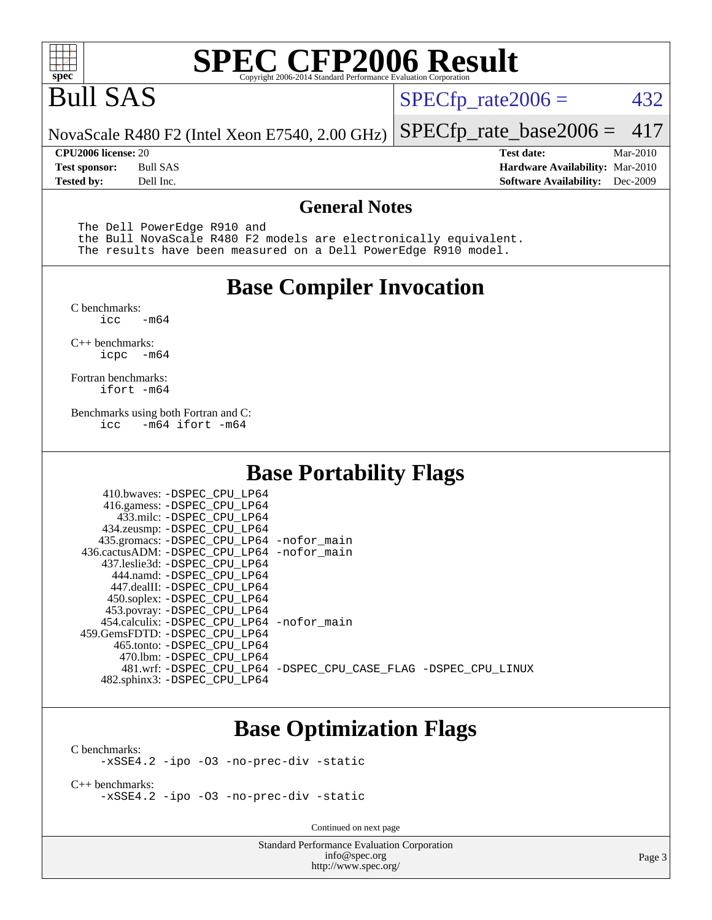# SPEC CFP2006 Result

Copyright 2006-2014 Standard Performance Evaluation Corporation

# Bull SAS

NovaScale R480 F2 (Intel Xeon E7540, 2.00 GHz)

SPECfp_rate2006 = 432

SPECfp_rate_base2006 = 417

| | | | |
|---|---|---|---|
| **CPU2006 license:** | 20 | **Test date:** | Mar-2010 |
| **Test sponsor:** | Bull SAS | **Hardware Availability:** | Mar-2010 |
| **Tested by:** | Dell Inc. | **Software Availability:** | Dec-2009 |

## General Notes

```
The Dell PowerEdge R910 and
the Bull NovaScale R480 F2 models are electronically equivalent.
The results have been measured on a Dell PowerEdge R910 model.
```

## Base Compiler Invocation

C benchmarks:
```
icc  -m64
```

C++ benchmarks:
```
icpc  -m64
```

Fortran benchmarks:
```
ifort -m64
```

Benchmarks using both Fortran and C:
```
icc  -m64 ifort -m64
```

## Base Portability Flags

| Benchmark | Flags |
|---|---|
| 410.bwaves: | -DSPEC_CPU_LP64 |
| 416.gamess: | -DSPEC_CPU_LP64 |
| 433.milc: | -DSPEC_CPU_LP64 |
| 434.zeusmp: | -DSPEC_CPU_LP64 |
| 435.gromacs: | -DSPEC_CPU_LP64 -nofor_main |
| 436.cactusADM: | -DSPEC_CPU_LP64 -nofor_main |
| 437.leslie3d: | -DSPEC_CPU_LP64 |
| 444.namd: | -DSPEC_CPU_LP64 |
| 447.dealII: | -DSPEC_CPU_LP64 |
| 450.soplex: | -DSPEC_CPU_LP64 |
| 453.povray: | -DSPEC_CPU_LP64 |
| 454.calculix: | -DSPEC_CPU_LP64 -nofor_main |
| 459.GemsFDTD: | -DSPEC_CPU_LP64 |
| 465.tonto: | -DSPEC_CPU_LP64 |
| 470.lbm: | -DSPEC_CPU_LP64 |
| 481.wrf: | -DSPEC_CPU_LP64 -DSPEC_CPU_CASE_FLAG -DSPEC_CPU_LINUX |
| 482.sphinx3: | -DSPEC_CPU_LP64 |

## Base Optimization Flags

C benchmarks:
```
-xSSE4.2 -ipo -O3 -no-prec-div -static
```

C++ benchmarks:
```
-xSSE4.2 -ipo -O3 -no-prec-div -static
```

Continued on next page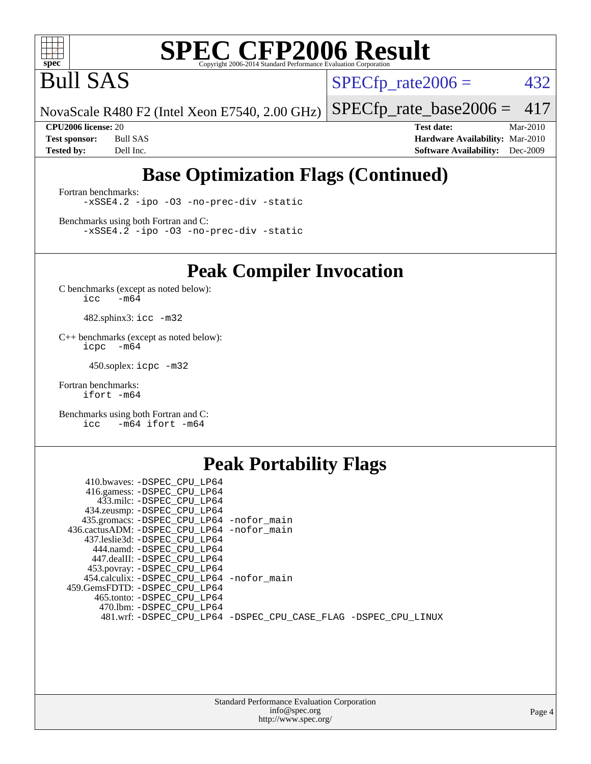# SPEC CFP2006 Result

Copyright 2006-2014 Standard Performance Evaluation Corporation

## Bull SAS

NovaScale R480 F2 (Intel Xeon E7540, 2.00 GHz)

SPECfp_rate2006 = 432

SPECfp_rate_base2006 = 417

| | | | |
|---|---|---|---|
| **CPU2006 license:** | 20 | **Test date:** | Mar-2010 |
| **Test sponsor:** | Bull SAS | **Hardware Availability:** | Mar-2010 |
| **Tested by:** | Dell Inc. | **Software Availability:** | Dec-2009 |

## Base Optimization Flags (Continued)

Fortran benchmarks:

```
-xSSE4.2 -ipo -O3 -no-prec-div -static
```

Benchmarks using both Fortran and C:

```
-xSSE4.2 -ipo -O3 -no-prec-div -static
```

## Peak Compiler Invocation

C benchmarks (except as noted below):

```
icc   -m64
```

482.sphinx3: `icc -m32`

C++ benchmarks (except as noted below):

```
icpc  -m64
```

450.soplex: `icpc -m32`

Fortran benchmarks:

```
ifort -m64
```

Benchmarks using both Fortran and C:

```
icc   -m64 ifort -m64
```

## Peak Portability Flags

410.bwaves: -DSPEC_CPU_LP64
416.gamess: -DSPEC_CPU_LP64
433.milc: -DSPEC_CPU_LP64
434.zeusmp: -DSPEC_CPU_LP64
435.gromacs: -DSPEC_CPU_LP64 -nofor_main
436.cactusADM: -DSPEC_CPU_LP64 -nofor_main
437.leslie3d: -DSPEC_CPU_LP64
444.namd: -DSPEC_CPU_LP64
447.dealII: -DSPEC_CPU_LP64
453.povray: -DSPEC_CPU_LP64
454.calculix: -DSPEC_CPU_LP64 -nofor_main
459.GemsFDTD: -DSPEC_CPU_LP64
465.tonto: -DSPEC_CPU_LP64
470.lbm: -DSPEC_CPU_LP64
481.wrf: -DSPEC_CPU_LP64 -DSPEC_CPU_CASE_FLAG -DSPEC_CPU_LINUX

Standard Performance Evaluation Corporation
info@spec.org
http://www.spec.org/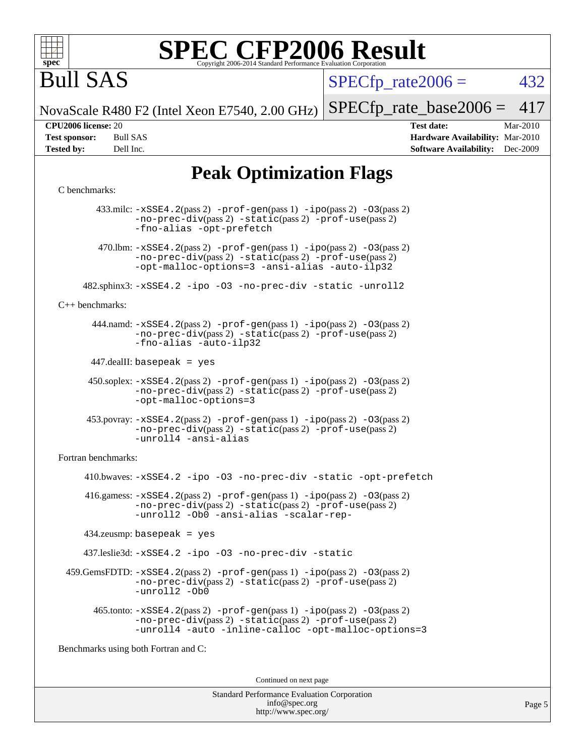# SPEC CFP2006 Result

Copyright 2006-2014 Standard Performance Evaluation Corporation

## Bull SAS

NovaScale R480 F2 (Intel Xeon E7540, 2.00 GHz)

SPECfp_rate2006 = 432

SPECfp_rate_base2006 = 417

| | | | |
|---|---|---|---|
| **CPU2006 license:** | 20 | **Test date:** | Mar-2010 |
| **Test sponsor:** | Bull SAS | **Hardware Availability:** | Mar-2010 |
| **Tested by:** | Dell Inc. | **Software Availability:** | Dec-2009 |

## Peak Optimization Flags

C benchmarks:

433.milc: -xSSE4.2(pass 2) -prof-gen(pass 1) -ipo(pass 2) -O3(pass 2) -no-prec-div(pass 2) -static(pass 2) -prof-use(pass 2) -fno-alias -opt-prefetch

470.lbm: -xSSE4.2(pass 2) -prof-gen(pass 1) -ipo(pass 2) -O3(pass 2) -no-prec-div(pass 2) -static(pass 2) -prof-use(pass 2) -opt-malloc-options=3 -ansi-alias -auto-ilp32

482.sphinx3: -xSSE4.2 -ipo -O3 -no-prec-div -static -unroll2

C++ benchmarks:

444.namd: -xSSE4.2(pass 2) -prof-gen(pass 1) -ipo(pass 2) -O3(pass 2) -no-prec-div(pass 2) -static(pass 2) -prof-use(pass 2) -fno-alias -auto-ilp32

447.dealII: basepeak = yes

450.soplex: -xSSE4.2(pass 2) -prof-gen(pass 1) -ipo(pass 2) -O3(pass 2) -no-prec-div(pass 2) -static(pass 2) -prof-use(pass 2) -opt-malloc-options=3

453.povray: -xSSE4.2(pass 2) -prof-gen(pass 1) -ipo(pass 2) -O3(pass 2) -no-prec-div(pass 2) -static(pass 2) -prof-use(pass 2) -unroll4 -ansi-alias

Fortran benchmarks:

410.bwaves: -xSSE4.2 -ipo -O3 -no-prec-div -static -opt-prefetch

416.gamess: -xSSE4.2(pass 2) -prof-gen(pass 1) -ipo(pass 2) -O3(pass 2) -no-prec-div(pass 2) -static(pass 2) -prof-use(pass 2) -unroll2 -Ob0 -ansi-alias -scalar-rep-

434.zeusmp: basepeak = yes

437.leslie3d: -xSSE4.2 -ipo -O3 -no-prec-div -static

459.GemsFDTD: -xSSE4.2(pass 2) -prof-gen(pass 1) -ipo(pass 2) -O3(pass 2) -no-prec-div(pass 2) -static(pass 2) -prof-use(pass 2) -unroll2 -Ob0

465.tonto: -xSSE4.2(pass 2) -prof-gen(pass 1) -ipo(pass 2) -O3(pass 2) -no-prec-div(pass 2) -static(pass 2) -prof-use(pass 2) -unroll4 -auto -inline-calloc -opt-malloc-options=3

Benchmarks using both Fortran and C:

Continued on next page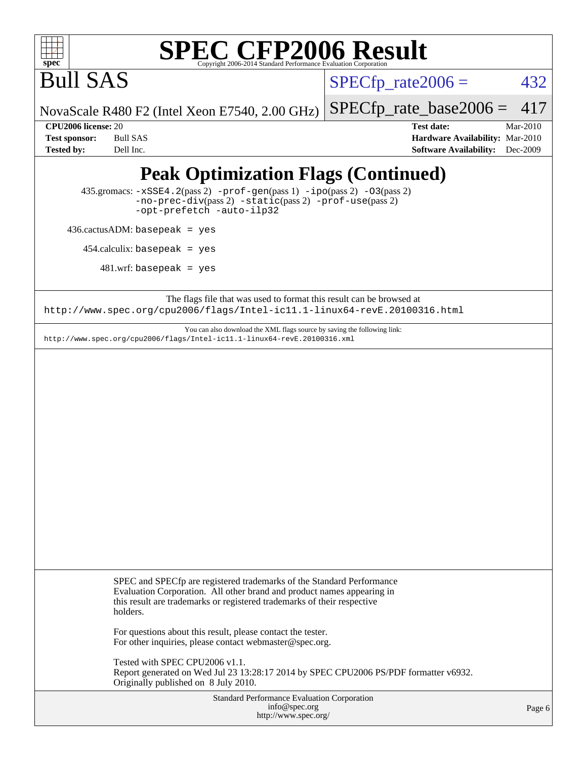# SPEC CFP2006 Result

Copyright 2006-2014 Standard Performance Evaluation Corporation

## Bull SAS

NovaScale R480 F2 (Intel Xeon E7540, 2.00 GHz)

SPECfp_rate2006 = 432

SPECfp_rate_base2006 = 417

**CPU2006 license:** 20
**Test sponsor:** Bull SAS
**Tested by:** Dell Inc.

**Test date:** Mar-2010
**Hardware Availability:** Mar-2010
**Software Availability:** Dec-2009

## Peak Optimization Flags (Continued)

435.gromacs: `-xSSE4.2`(pass 2) `-prof-gen`(pass 1) `-ipo`(pass 2) `-O3`(pass 2) `-no-prec-div`(pass 2) `-static`(pass 2) `-prof-use`(pass 2) `-opt-prefetch` `-auto-ilp32`

436.cactusADM: `basepeak = yes`

454.calculix: `basepeak = yes`

481.wrf: `basepeak = yes`

The flags file that was used to format this result can be browsed at
`http://www.spec.org/cpu2006/flags/Intel-ic11.1-linux64-revE.20100316.html`

You can also download the XML flags source by saving the following link:
`http://www.spec.org/cpu2006/flags/Intel-ic11.1-linux64-revE.20100316.xml`

SPEC and SPECfp are registered trademarks of the Standard Performance Evaluation Corporation. All other brand and product names appearing in this result are trademarks or registered trademarks of their respective holders.

For questions about this result, please contact the tester.
For other inquiries, please contact webmaster@spec.org.

Tested with SPEC CPU2006 v1.1.
Report generated on Wed Jul 23 13:28:17 2014 by SPEC CPU2006 PS/PDF formatter v6932.
Originally published on 8 July 2010.

Standard Performance Evaluation Corporation
info@spec.org
http://www.spec.org/